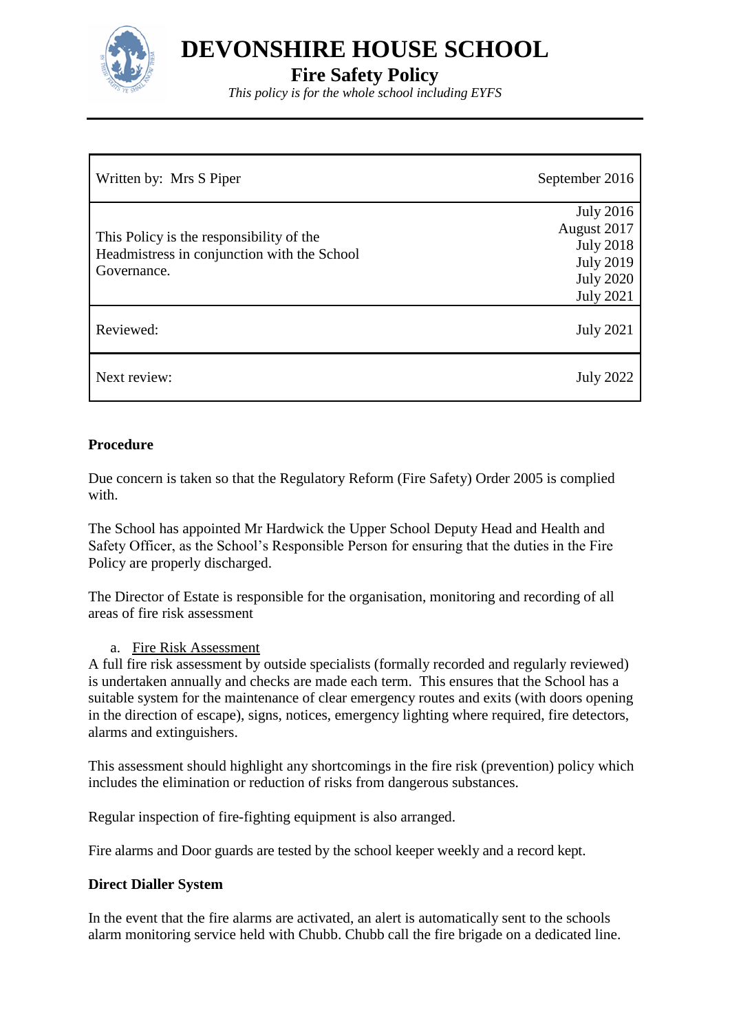# DEVONSHIRE HOUSE SCHOOL

## Fire Safety Policy

*This policy is for the whole school including EYFS*

| | |
|---|---|
| Written by: Mrs S Piper | September 2016 |
| This Policy is the responsibility of the Headmistress in conjunction with the School Governance. | July 2016<br>August 2017<br>July 2018<br>July 2019<br>July 2020<br>July 2021 |
| Reviewed: | July 2021 |
| Next review: | July 2022 |

**Procedure**

Due concern is taken so that the Regulatory Reform (Fire Safety) Order 2005 is complied with.

The School has appointed Mr Hardwick the Upper School Deputy Head and Health and Safety Officer, as the School's Responsible Person for ensuring that the duties in the Fire Policy are properly discharged.

The Director of Estate is responsible for the organisation, monitoring and recording of all areas of fire risk assessment

a. Fire Risk Assessment

A full fire risk assessment by outside specialists (formally recorded and regularly reviewed) is undertaken annually and checks are made each term. This ensures that the School has a suitable system for the maintenance of clear emergency routes and exits (with doors opening in the direction of escape), signs, notices, emergency lighting where required, fire detectors, alarms and extinguishers.

This assessment should highlight any shortcomings in the fire risk (prevention) policy which includes the elimination or reduction of risks from dangerous substances.

Regular inspection of fire-fighting equipment is also arranged.

Fire alarms and Door guards are tested by the school keeper weekly and a record kept.

**Direct Dialler System**

In the event that the fire alarms are activated, an alert is automatically sent to the schools alarm monitoring service held with Chubb. Chubb call the fire brigade on a dedicated line.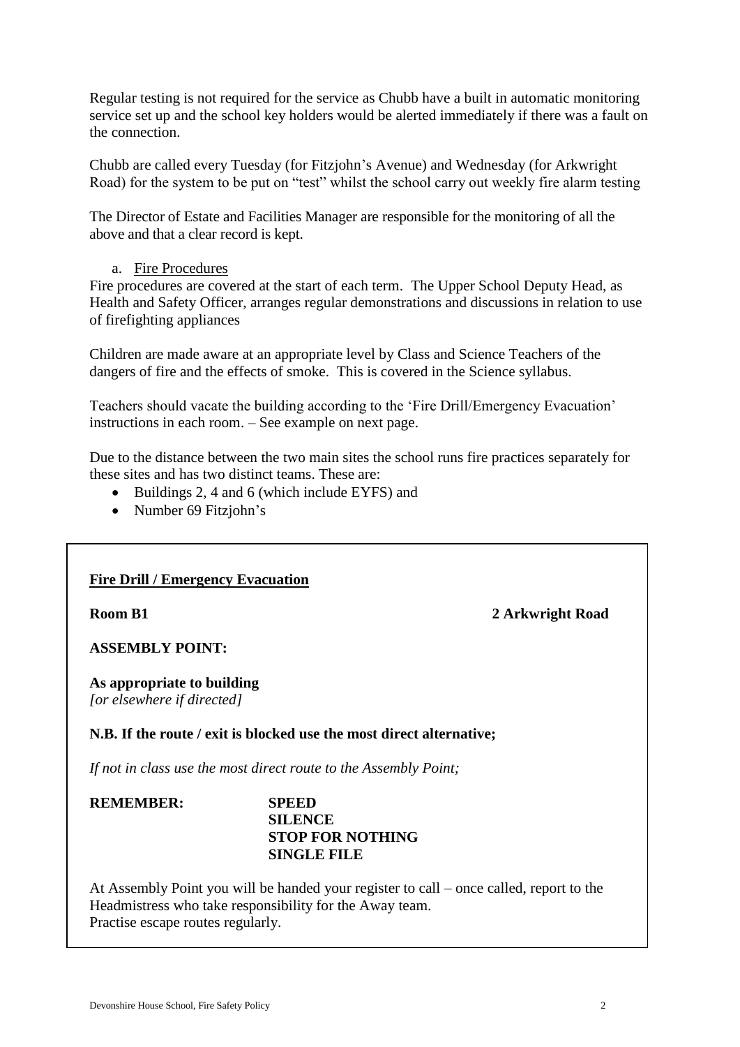Regular testing is not required for the service as Chubb have a built in automatic monitoring service set up and the school key holders would be alerted immediately if there was a fault on the connection.

Chubb are called every Tuesday (for Fitzjohn's Avenue) and Wednesday (for Arkwright Road) for the system to be put on "test" whilst the school carry out weekly fire alarm testing

The Director of Estate and Facilities Manager are responsible for the monitoring of all the above and that a clear record is kept.

a. Fire Procedures

Fire procedures are covered at the start of each term. The Upper School Deputy Head, as Health and Safety Officer, arranges regular demonstrations and discussions in relation to use of firefighting appliances

Children are made aware at an appropriate level by Class and Science Teachers of the dangers of fire and the effects of smoke. This is covered in the Science syllabus.

Teachers should vacate the building according to the 'Fire Drill/Emergency Evacuation' instructions in each room. – See example on next page.

Due to the distance between the two main sites the school runs fire practices separately for these sites and has two distinct teams. These are:

- Buildings 2, 4 and 6 (which include EYFS) and
- Number 69 Fitzjohn's

---

**Fire Drill / Emergency Evacuation**

**Room B1** **2 Arkwright Road**

**ASSEMBLY POINT:**

**As appropriate to building**
*[or elsewhere if directed]*

**N.B. If the route / exit is blocked use the most direct alternative;**

*If not in class use the most direct route to the Assembly Point;*

**REMEMBER:** **SPEED**
**SILENCE**
**STOP FOR NOTHING**
**SINGLE FILE**

At Assembly Point you will be handed your register to call – once called, report to the Headmistress who take responsibility for the Away team.
Practise escape routes regularly.

---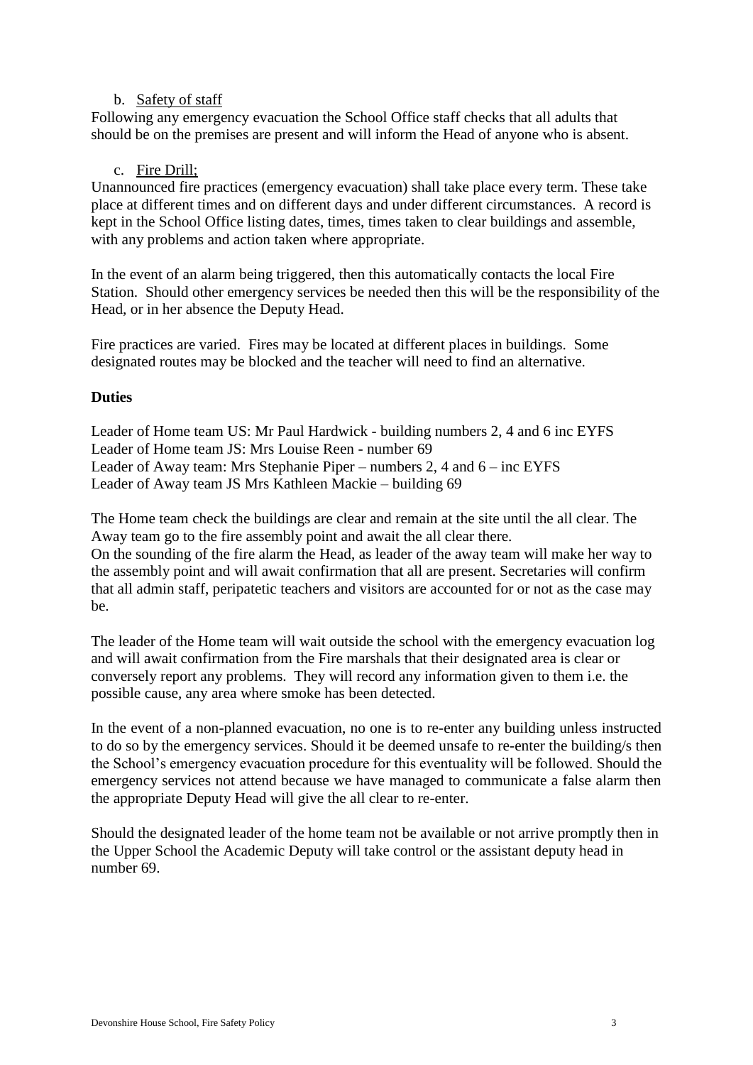b. <u>Safety of staff</u>

Following any emergency evacuation the School Office staff checks that all adults that should be on the premises are present and will inform the Head of anyone who is absent.

c. <u>Fire Drill;</u>

Unannounced fire practices (emergency evacuation) shall take place every term. These take place at different times and on different days and under different circumstances. A record is kept in the School Office listing dates, times, times taken to clear buildings and assemble, with any problems and action taken where appropriate.

In the event of an alarm being triggered, then this automatically contacts the local Fire Station. Should other emergency services be needed then this will be the responsibility of the Head, or in her absence the Deputy Head.

Fire practices are varied. Fires may be located at different places in buildings. Some designated routes may be blocked and the teacher will need to find an alternative.

**Duties**

Leader of Home team US: Mr Paul Hardwick - building numbers 2, 4 and 6 inc EYFS
Leader of Home team JS: Mrs Louise Reen - number 69
Leader of Away team: Mrs Stephanie Piper – numbers 2, 4 and 6 – inc EYFS
Leader of Away team JS Mrs Kathleen Mackie – building 69

The Home team check the buildings are clear and remain at the site until the all clear. The Away team go to the fire assembly point and await the all clear there.
On the sounding of the fire alarm the Head, as leader of the away team will make her way to the assembly point and will await confirmation that all are present. Secretaries will confirm that all admin staff, peripatetic teachers and visitors are accounted for or not as the case may be.

The leader of the Home team will wait outside the school with the emergency evacuation log and will await confirmation from the Fire marshals that their designated area is clear or conversely report any problems. They will record any information given to them i.e. the possible cause, any area where smoke has been detected.

In the event of a non-planned evacuation, no one is to re-enter any building unless instructed to do so by the emergency services. Should it be deemed unsafe to re-enter the building/s then the School's emergency evacuation procedure for this eventuality will be followed. Should the emergency services not attend because we have managed to communicate a false alarm then the appropriate Deputy Head will give the all clear to re-enter.

Should the designated leader of the home team not be available or not arrive promptly then in the Upper School the Academic Deputy will take control or the assistant deputy head in number 69.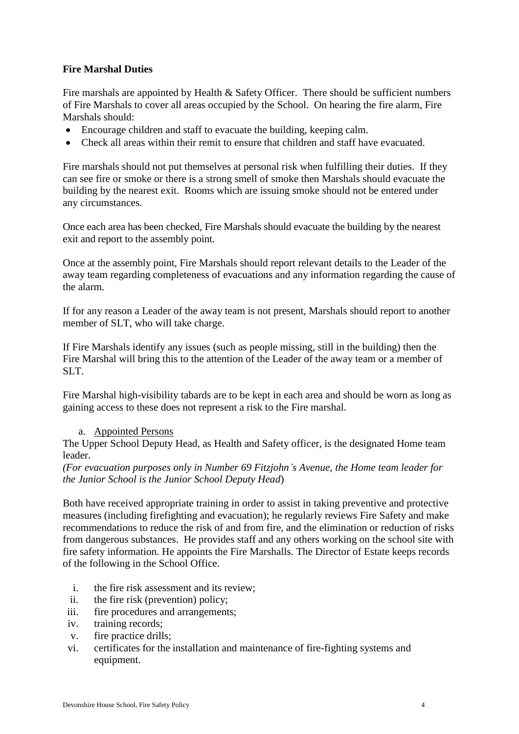**Fire Marshal Duties**

Fire marshals are appointed by Health & Safety Officer. There should be sufficient numbers of Fire Marshals to cover all areas occupied by the School. On hearing the fire alarm, Fire Marshals should:

- Encourage children and staff to evacuate the building, keeping calm.
- Check all areas within their remit to ensure that children and staff have evacuated.

Fire marshals should not put themselves at personal risk when fulfilling their duties. If they can see fire or smoke or there is a strong smell of smoke then Marshals should evacuate the building by the nearest exit. Rooms which are issuing smoke should not be entered under any circumstances.

Once each area has been checked, Fire Marshals should evacuate the building by the nearest exit and report to the assembly point.

Once at the assembly point, Fire Marshals should report relevant details to the Leader of the away team regarding completeness of evacuations and any information regarding the cause of the alarm.

If for any reason a Leader of the away team is not present, Marshals should report to another member of SLT, who will take charge.

If Fire Marshals identify any issues (such as people missing, still in the building) then the Fire Marshal will bring this to the attention of the Leader of the away team or a member of SLT.

Fire Marshal high-visibility tabards are to be kept in each area and should be worn as long as gaining access to these does not represent a risk to the Fire marshal.

a. Appointed Persons

The Upper School Deputy Head, as Health and Safety officer, is the designated Home team leader.

*(For evacuation purposes only in Number 69 Fitzjohn's Avenue, the Home team leader for the Junior School is the Junior School Deputy Head*)

Both have received appropriate training in order to assist in taking preventive and protective measures (including firefighting and evacuation); he regularly reviews Fire Safety and make recommendations to reduce the risk of and from fire, and the elimination or reduction of risks from dangerous substances. He provides staff and any others working on the school site with fire safety information. He appoints the Fire Marshalls. The Director of Estate keeps records of the following in the School Office.

i. the fire risk assessment and its review;
ii. the fire risk (prevention) policy;
iii. fire procedures and arrangements;
iv. training records;
v. fire practice drills;
vi. certificates for the installation and maintenance of fire-fighting systems and equipment.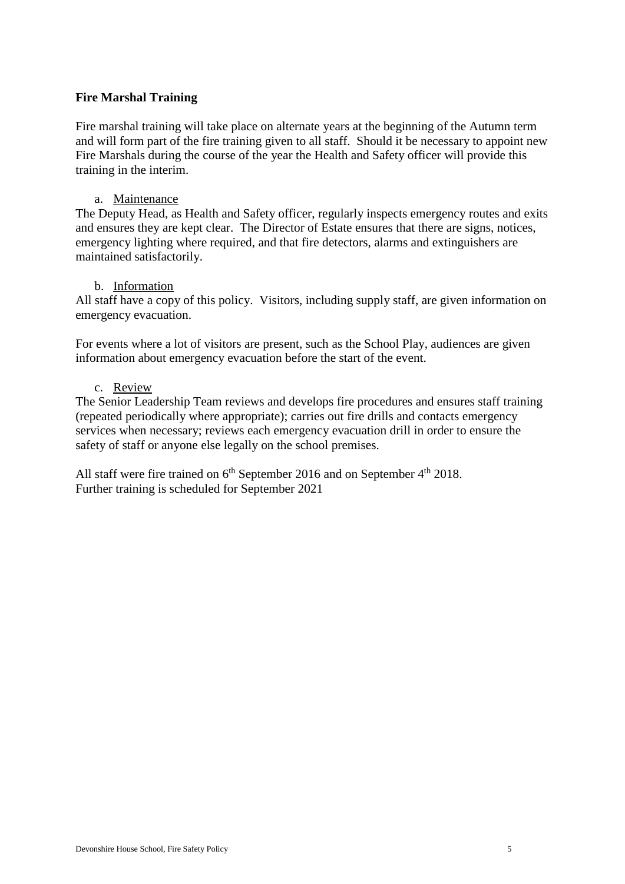**Fire Marshal Training**

Fire marshal training will take place on alternate years at the beginning of the Autumn term and will form part of the fire training given to all staff. Should it be necessary to appoint new Fire Marshals during the course of the year the Health and Safety officer will provide this training in the interim.

a. Maintenance

The Deputy Head, as Health and Safety officer, regularly inspects emergency routes and exits and ensures they are kept clear. The Director of Estate ensures that there are signs, notices, emergency lighting where required, and that fire detectors, alarms and extinguishers are maintained satisfactorily.

b. Information

All staff have a copy of this policy. Visitors, including supply staff, are given information on emergency evacuation.

For events where a lot of visitors are present, such as the School Play, audiences are given information about emergency evacuation before the start of the event.

c. Review

The Senior Leadership Team reviews and develops fire procedures and ensures staff training (repeated periodically where appropriate); carries out fire drills and contacts emergency services when necessary; reviews each emergency evacuation drill in order to ensure the safety of staff or anyone else legally on the school premises.

All staff were fire trained on 6th September 2016 and on September 4th 2018.
Further training is scheduled for September 2021